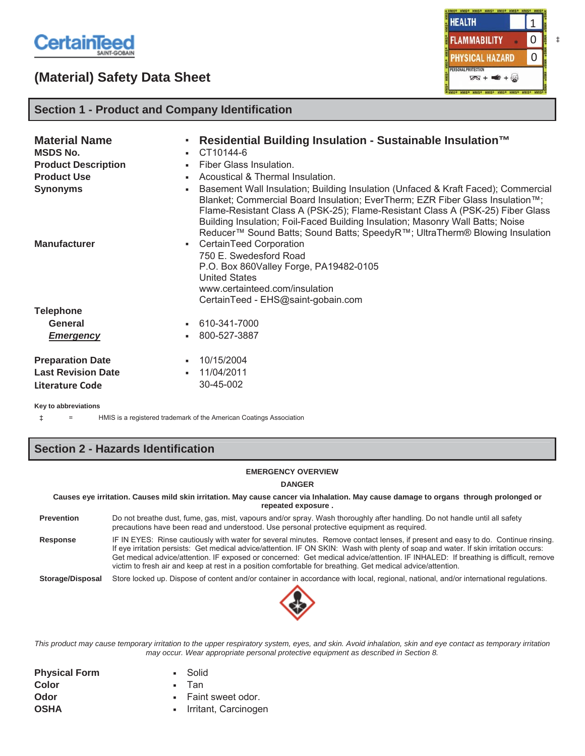CertainTeed
SAINT-GOBAIN

# (Material) Safety Data Sheet

| HMIS | |
|---|---|
| HEALTH | 1 |
| FLAMMABILITY * | 0 |
| PHYSICAL HAZARD | 0 |
| PERSONAL PROTECTION | |

‡

## Section 1 - Product and Company Identification

| | |
|---|---|
| **Material Name** | **Residential Building Insulation - Sustainable Insulation™** |
| **MSDS No.** | CT10144-6 |
| **Product Description** | Fiber Glass Insulation. |
| **Product Use** | Acoustical & Thermal Insulation. |
| **Synonyms** | Basement Wall Insulation; Building Insulation (Unfaced & Kraft Faced); Commercial Blanket; Commercial Board Insulation; EverTherm; EZR Fiber Glass Insulation™; Flame-Resistant Class A (PSK-25); Flame-Resistant Class A (PSK-25) Fiber Glass Building Insulation; Foil-Faced Building Insulation; Masonry Wall Batts; Noise Reducer™ Sound Batts; Sound Batts; SpeedyR™; UltraTherm® Blowing Insulation |
| **Manufacturer** | CertainTeed Corporation<br>750 E. Swedesford Road<br>P.O. Box 860Valley Forge, PA19482-0105<br>United States<br>www.certainteed.com/insulation<br>CertainTeed - EHS@saint-gobain.com |
| **Telephone** | |
| **General** | 610-341-7000 |
| ***Emergency*** | 800-527-3887 |
| **Preparation Date** | 10/15/2004 |
| **Last Revision Date** | 11/04/2011 |
| **Literature Code** | 30-45-002 |

**Key to abbreviations**

‡ = HMIS is a registered trademark of the American Coatings Association

## Section 2 - Hazards Identification

**EMERGENCY OVERVIEW**

**DANGER**

**Causes eye irritation. Causes mild skin irritation. May cause cancer via Inhalation. May cause damage to organs through prolonged or repeated exposure .**

**Prevention** Do not breathe dust, fume, gas, mist, vapours and/or spray. Wash thoroughly after handling. Do not handle until all safety precautions have been read and understood. Use personal protective equipment as required.

**Response** IF IN EYES: Rinse cautiously with water for several minutes. Remove contact lenses, if present and easy to do. Continue rinsing. If eye irritation persists: Get medical advice/attention. IF ON SKIN: Wash with plenty of soap and water. If skin irritation occurs: Get medical advice/attention. IF exposed or concerned: Get medical advice/attention. IF INHALED: If breathing is difficult, remove victim to fresh air and keep at rest in a position comfortable for breathing. Get medical advice/attention.

**Storage/Disposal** Store locked up. Dispose of content and/or container in accordance with local, regional, national, and/or international regulations.

*This product may cause temporary irritation to the upper respiratory system, eyes, and skin. Avoid inhalation, skin and eye contact as temporary irritation may occur. Wear appropriate personal protective equipment as described in Section 8.*

| | |
|---|---|
| **Physical Form** | Solid |
| **Color** | Tan |
| **Odor** | Faint sweet odor. |
| **OSHA** | Irritant, Carcinogen |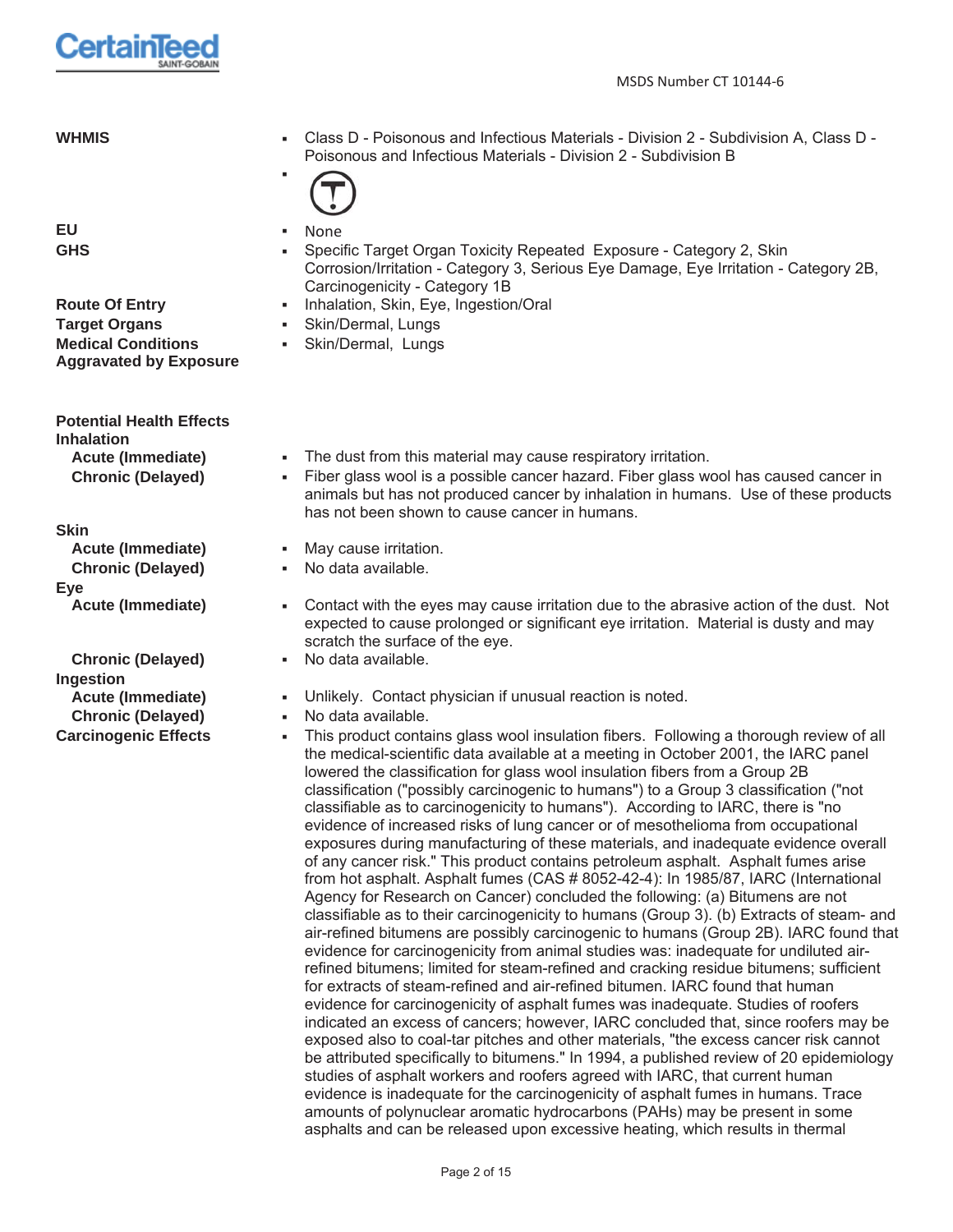MSDS Number CT 10144-6

| | |
|---|---|
| **WHMIS** | ▪ Class D - Poisonous and Infectious Materials - Division 2 - Subdivision A, Class D - Poisonous and Infectious Materials - Division 2 - Subdivision B |
| | ▪ |
| **EU** | ▪ None |
| **GHS** | ▪ Specific Target Organ Toxicity Repeated Exposure - Category 2, Skin Corrosion/Irritation - Category 3, Serious Eye Damage, Eye Irritation - Category 2B, Carcinogenicity - Category 1B |
| **Route Of Entry** | ▪ Inhalation, Skin, Eye, Ingestion/Oral |
| **Target Organs** | ▪ Skin/Dermal, Lungs |
| **Medical Conditions Aggravated by Exposure** | ▪ Skin/Dermal, Lungs |

**Potential Health Effects**

**Inhalation**

| | |
|---|---|
| **Acute (Immediate)** | ▪ The dust from this material may cause respiratory irritation. |
| **Chronic (Delayed)** | ▪ Fiber glass wool is a possible cancer hazard. Fiber glass wool has caused cancer in animals but has not produced cancer by inhalation in humans. Use of these products has not been shown to cause cancer in humans. |

**Skin**

| | |
|---|---|
| **Acute (Immediate)** | ▪ May cause irritation. |
| **Chronic (Delayed)** | ▪ No data available. |

**Eye**

| | |
|---|---|
| **Acute (Immediate)** | ▪ Contact with the eyes may cause irritation due to the abrasive action of the dust. Not expected to cause prolonged or significant eye irritation. Material is dusty and may scratch the surface of the eye. |
| **Chronic (Delayed)** | ▪ No data available. |

**Ingestion**

| | |
|---|---|
| **Acute (Immediate)** | ▪ Unlikely. Contact physician if unusual reaction is noted. |
| **Chronic (Delayed)** | ▪ No data available. |

**Carcinogenic Effects**

▪ This product contains glass wool insulation fibers. Following a thorough review of all the medical-scientific data available at a meeting in October 2001, the IARC panel lowered the classification for glass wool insulation fibers from a Group 2B classification ("possibly carcinogenic to humans") to a Group 3 classification ("not classifiable as to carcinogenicity to humans"). According to IARC, there is "no evidence of increased risks of lung cancer or of mesothelioma from occupational exposures during manufacturing of these materials, and inadequate evidence overall of any cancer risk." This product contains petroleum asphalt. Asphalt fumes arise from hot asphalt. Asphalt fumes (CAS # 8052-42-4): In 1985/87, IARC (International Agency for Research on Cancer) concluded the following: (a) Bitumens are not classifiable as to their carcinogenicity to humans (Group 3). (b) Extracts of steam- and air-refined bitumens are possibly carcinogenic to humans (Group 2B). IARC found that evidence for carcinogenicity from animal studies was: inadequate for undiluted air-refined bitumens; limited for steam-refined and cracking residue bitumens; sufficient for extracts of steam-refined and air-refined bitumen. IARC found that human evidence for carcinogenicity of asphalt fumes was inadequate. Studies of roofers indicated an excess of cancers; however, IARC concluded that, since roofers may be exposed also to coal-tar pitches and other materials, "the excess cancer risk cannot be attributed specifically to bitumens." In 1994, a published review of 20 epidemiology studies of asphalt workers and roofers agreed with IARC, that current human evidence is inadequate for the carcinogenicity of asphalt fumes in humans. Trace amounts of polynuclear aromatic hydrocarbons (PAHs) may be present in some asphalts and can be released upon excessive heating, which results in thermal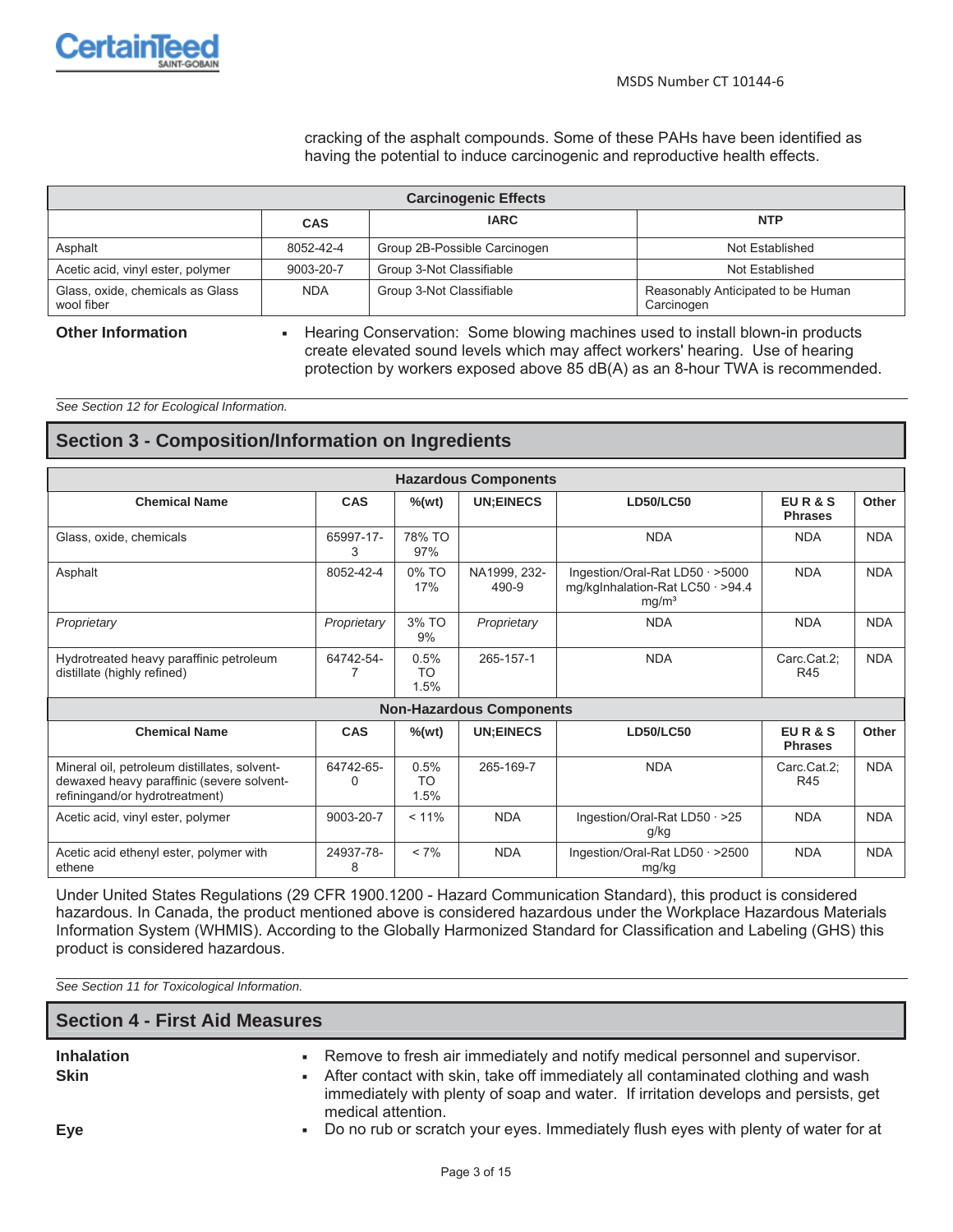cracking of the asphalt compounds. Some of these PAHs have been identified as having the potential to induce carcinogenic and reproductive health effects.

| Carcinogenic Effects | | | |
|---|---|---|---|
| | CAS | IARC | NTP |
| Asphalt | 8052-42-4 | Group 2B-Possible Carcinogen | Not Established |
| Acetic acid, vinyl ester, polymer | 9003-20-7 | Group 3-Not Classifiable | Not Established |
| Glass, oxide, chemicals as Glass wool fiber | NDA | Group 3-Not Classifiable | Reasonably Anticipated to be Human Carcinogen |

**Other Information**

- Hearing Conservation: Some blowing machines used to install blown-in products create elevated sound levels which may affect workers' hearing. Use of hearing protection by workers exposed above 85 dB(A) as an 8-hour TWA is recommended.

*See Section 12 for Ecological Information.*

## Section 3 - Composition/Information on Ingredients

| Hazardous Components | | | | | | |
|---|---|---|---|---|---|---|
| Chemical Name | CAS | %(wt) | UN;EINECS | LD50/LC50 | EU R & S Phrases | Other |
| Glass, oxide, chemicals | 65997-17-3 | 78% TO 97% | | NDA | NDA | NDA |
| Asphalt | 8052-42-4 | 0% TO 17% | NA1999, 232-490-9 | Ingestion/Oral-Rat LD50 · >5000 mg/kgInhalation-Rat LC50 · >94.4 mg/m³ | NDA | NDA |
| *Proprietary* | *Proprietary* | 3% TO 9% | *Proprietary* | NDA | NDA | NDA |
| Hydrotreated heavy paraffinic petroleum distillate (highly refined) | 64742-54-7 | 0.5% TO 1.5% | 265-157-1 | NDA | Carc.Cat.2; R45 | NDA |
| **Non-Hazardous Components** | | | | | | |
| Chemical Name | CAS | %(wt) | UN;EINECS | LD50/LC50 | EU R & S Phrases | Other |
| Mineral oil, petroleum distillates, solvent-dewaxed heavy paraffinic (severe solvent-refiningand/or hydrotreatment) | 64742-65-0 | 0.5% TO 1.5% | 265-169-7 | NDA | Carc.Cat.2; R45 | NDA |
| Acetic acid, vinyl ester, polymer | 9003-20-7 | < 11% | NDA | Ingestion/Oral-Rat LD50 · >25 g/kg | NDA | NDA |
| Acetic acid ethenyl ester, polymer with ethene | 24937-78-8 | < 7% | NDA | Ingestion/Oral-Rat LD50 · >2500 mg/kg | NDA | NDA |

Under United States Regulations (29 CFR 1900.1200 - Hazard Communication Standard), this product is considered hazardous. In Canada, the product mentioned above is considered hazardous under the Workplace Hazardous Materials Information System (WHMIS). According to the Globally Harmonized Standard for Classification and Labeling (GHS) this product is considered hazardous.

*See Section 11 for Toxicological Information.*

## Section 4 - First Aid Measures

**Inhalation**
- Remove to fresh air immediately and notify medical personnel and supervisor.

**Skin**
- After contact with skin, take off immediately all contaminated clothing and wash immediately with plenty of soap and water. If irritation develops and persists, get medical attention.

**Eye**
- Do no rub or scratch your eyes. Immediately flush eyes with plenty of water for at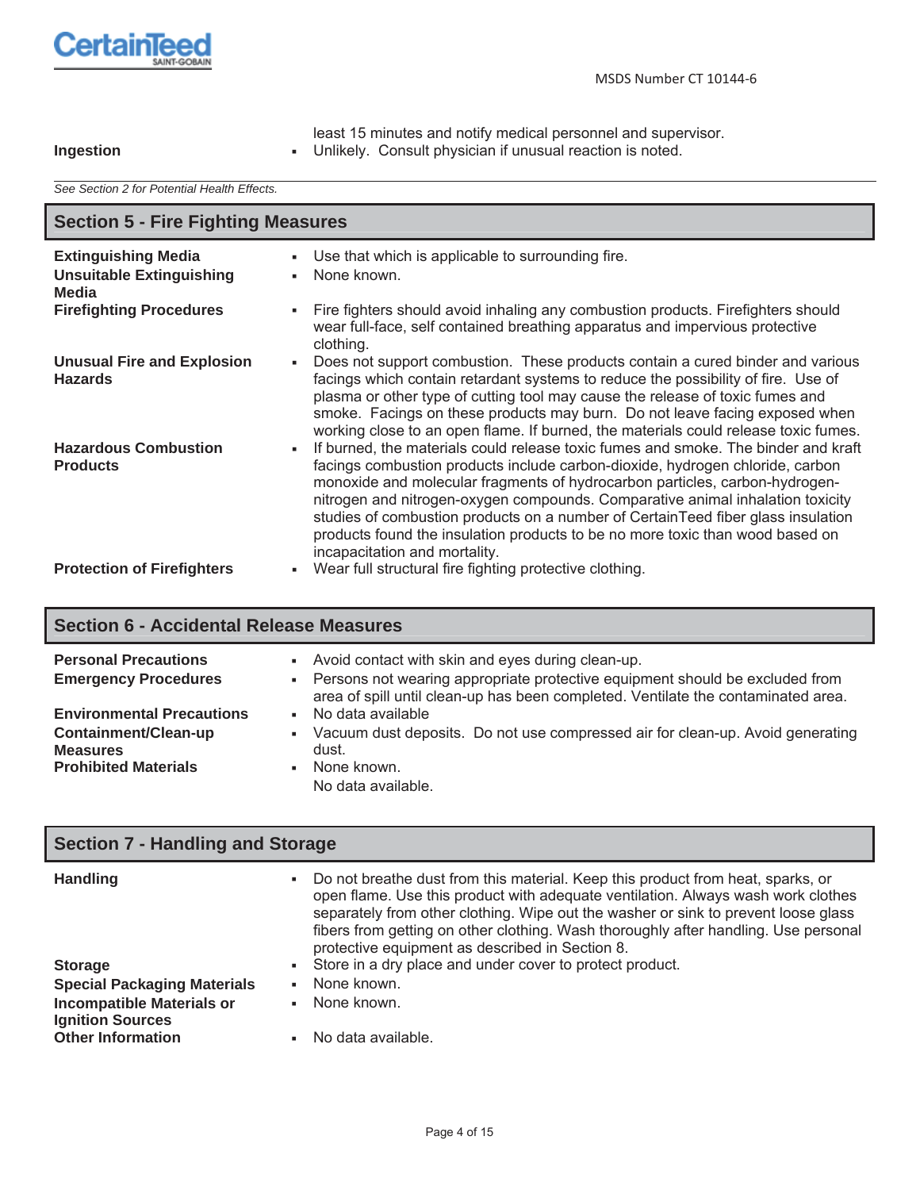least 15 minutes and notify medical personnel and supervisor.

| | |
|---|---|
| **Ingestion** | ▪ Unlikely. Consult physician if unusual reaction is noted. |

*See Section 2 for Potential Health Effects.*

## Section 5 - Fire Fighting Measures

| | |
|---|---|
| **Extinguishing Media** | ▪ Use that which is applicable to surrounding fire. |
| **Unsuitable Extinguishing Media** | ▪ None known. |
| **Firefighting Procedures** | ▪ Fire fighters should avoid inhaling any combustion products. Firefighters should wear full-face, self contained breathing apparatus and impervious protective clothing. |
| **Unusual Fire and Explosion Hazards** | ▪ Does not support combustion. These products contain a cured binder and various facings which contain retardant systems to reduce the possibility of fire. Use of plasma or other type of cutting tool may cause the release of toxic fumes and smoke. Facings on these products may burn. Do not leave facing exposed when working close to an open flame. If burned, the materials could release toxic fumes. |
| **Hazardous Combustion Products** | ▪ If burned, the materials could release toxic fumes and smoke. The binder and kraft facings combustion products include carbon-dioxide, hydrogen chloride, carbon monoxide and molecular fragments of hydrocarbon particles, carbon-hydrogen-nitrogen and nitrogen-oxygen compounds. Comparative animal inhalation toxicity studies of combustion products on a number of CertainTeed fiber glass insulation products found the insulation products to be no more toxic than wood based on incapacitation and mortality. |
| **Protection of Firefighters** | ▪ Wear full structural fire fighting protective clothing. |

## Section 6 - Accidental Release Measures

| | |
|---|---|
| **Personal Precautions** | ▪ Avoid contact with skin and eyes during clean-up. |
| **Emergency Procedures** | ▪ Persons not wearing appropriate protective equipment should be excluded from area of spill until clean-up has been completed. Ventilate the contaminated area. |
| **Environmental Precautions** | ▪ No data available |
| **Containment/Clean-up Measures** | ▪ Vacuum dust deposits. Do not use compressed air for clean-up. Avoid generating dust. |
| **Prohibited Materials** | ▪ None known. No data available. |

## Section 7 - Handling and Storage

| | |
|---|---|
| **Handling** | ▪ Do not breathe dust from this material. Keep this product from heat, sparks, or open flame. Use this product with adequate ventilation. Always wash work clothes separately from other clothing. Wipe out the washer or sink to prevent loose glass fibers from getting on other clothing. Wash thoroughly after handling. Use personal protective equipment as described in Section 8. |
| **Storage** | ▪ Store in a dry place and under cover to protect product. |
| **Special Packaging Materials** | ▪ None known. |
| **Incompatible Materials or Ignition Sources** | ▪ None known. |
| **Other Information** | ▪ No data available. |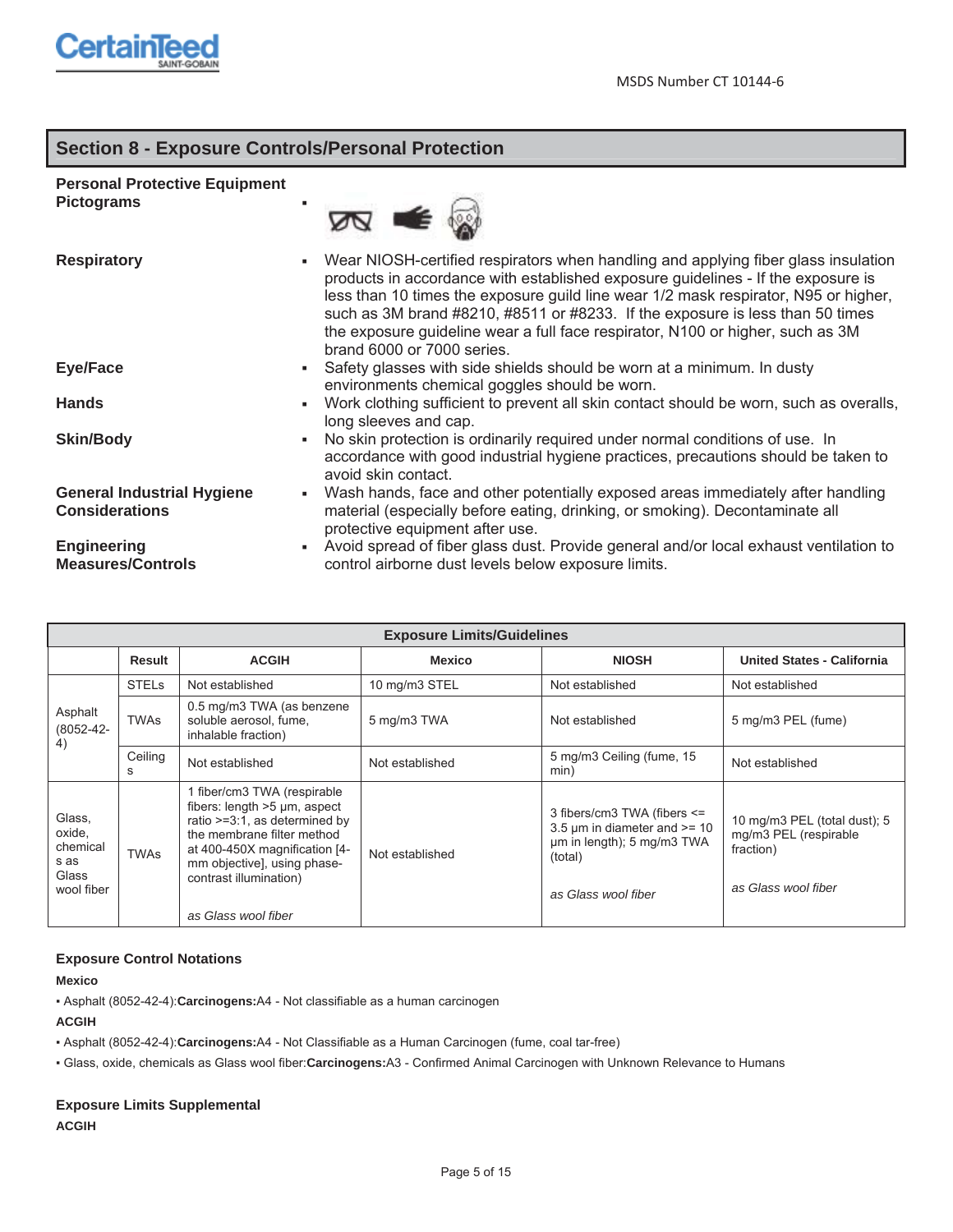MSDS Number CT 10144-6

## Section 8 - Exposure Controls/Personal Protection

**Personal Protective Equipment Pictograms**

- 

**Respiratory**

- Wear NIOSH-certified respirators when handling and applying fiber glass insulation products in accordance with established exposure guidelines - If the exposure is less than 10 times the exposure guild line wear 1/2 mask respirator, N95 or higher, such as 3M brand #8210, #8511 or #8233. If the exposure is less than 50 times the exposure guideline wear a full face respirator, N100 or higher, such as 3M brand 6000 or 7000 series.

**Eye/Face**

- Safety glasses with side shields should be worn at a minimum. In dusty environments chemical goggles should be worn.

**Hands**

- Work clothing sufficient to prevent all skin contact should be worn, such as overalls, long sleeves and cap.

**Skin/Body**

- No skin protection is ordinarily required under normal conditions of use. In accordance with good industrial hygiene practices, precautions should be taken to avoid skin contact.

**General Industrial Hygiene Considerations**

- Wash hands, face and other potentially exposed areas immediately after handling material (especially before eating, drinking, or smoking). Decontaminate all protective equipment after use.

**Engineering Measures/Controls**

- Avoid spread of fiber glass dust. Provide general and/or local exhaust ventilation to control airborne dust levels below exposure limits.

| Exposure Limits/Guidelines | | | | | |
|---|---|---|---|---|---|
| | **Result** | **ACGIH** | **Mexico** | **NIOSH** | **United States - California** |
| Asphalt (8052-42-4) | STELs | Not established | 10 mg/m3 STEL | Not established | Not established |
| | TWAs | 0.5 mg/m3 TWA (as benzene soluble aerosol, fume, inhalable fraction) | 5 mg/m3 TWA | Not established | 5 mg/m3 PEL (fume) |
| | Ceilings | Not established | Not established | 5 mg/m3 Ceiling (fume, 15 min) | Not established |
| Glass, oxide, chemicals as Glass wool fiber | TWAs | 1 fiber/cm3 TWA (respirable fibers: length >5 µm, aspect ratio >=3:1, as determined by the membrane filter method at 400-450X magnification [4-mm objective], using phase-contrast illumination) *as Glass wool fiber* | Not established | 3 fibers/cm3 TWA (fibers <= 3.5 µm in diameter and >= 10 µm in length); 5 mg/m3 TWA (total) *as Glass wool fiber* | 10 mg/m3 PEL (total dust); 5 mg/m3 PEL (respirable fraction) *as Glass wool fiber* |

### Exposure Control Notations

**Mexico**

- Asphalt (8052-42-4):**Carcinogens:**A4 - Not classifiable as a human carcinogen

**ACGIH**

- Asphalt (8052-42-4):**Carcinogens:**A4 - Not Classifiable as a Human Carcinogen (fume, coal tar-free)
- Glass, oxide, chemicals as Glass wool fiber:**Carcinogens:**A3 - Confirmed Animal Carcinogen with Unknown Relevance to Humans

### Exposure Limits Supplemental

**ACGIH**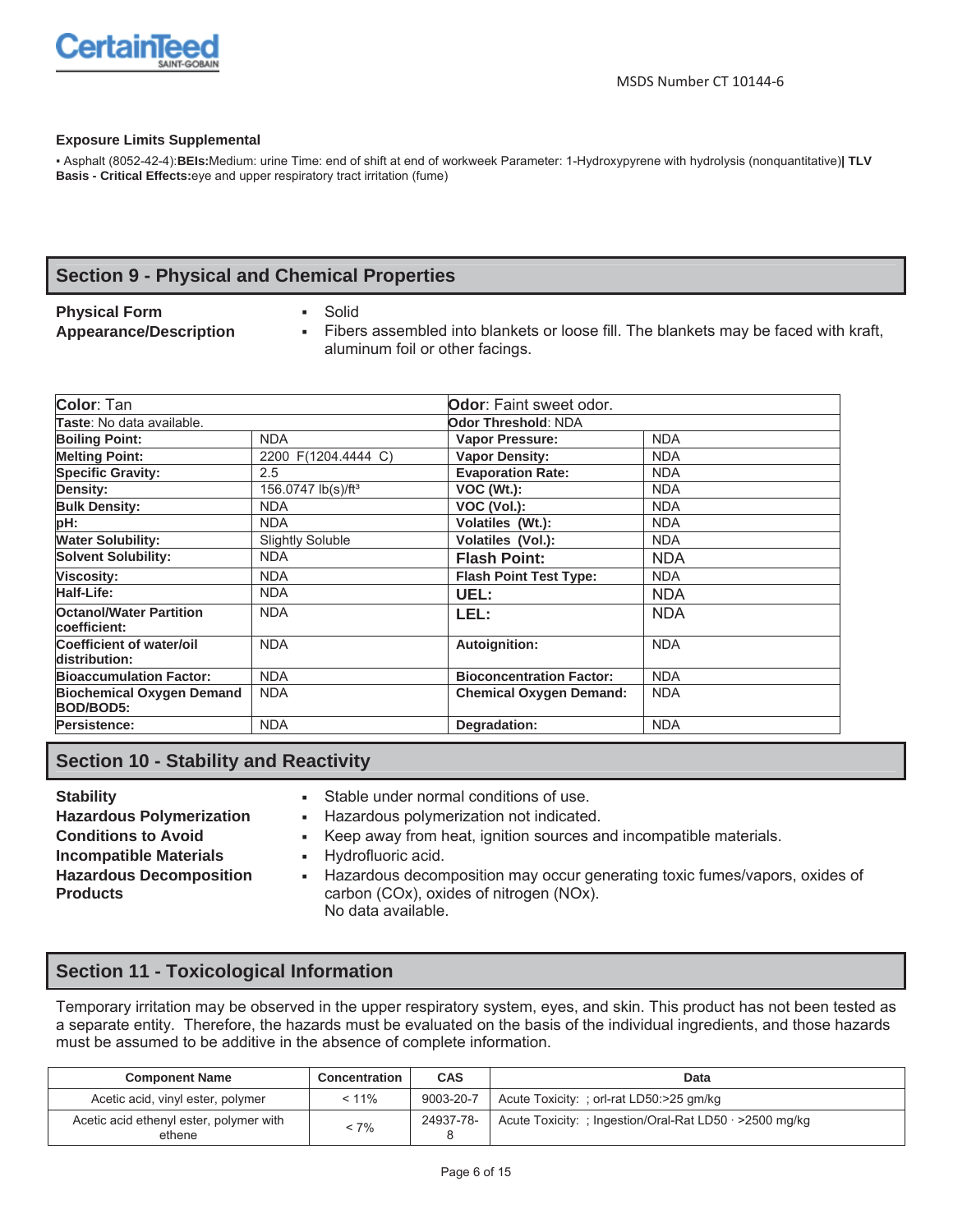MSDS Number CT 10144-6

**Exposure Limits Supplemental**

▪ Asphalt (8052-42-4):**BEIs:**Medium: urine Time: end of shift at end of workweek Parameter: 1-Hydroxypyrene with hydrolysis (nonquantitative)**| TLV Basis - Critical Effects:**eye and upper respiratory tract irritation (fume)

## Section 9 - Physical and Chemical Properties

**Physical Form**
- Solid

**Appearance/Description**
- Fibers assembled into blankets or loose fill. The blankets may be faced with kraft, aluminum foil or other facings.

| **Color**: Tan | | **Odor**: Faint sweet odor. | |
|---|---|---|---|
| **Taste**: No data available. | | **Odor Threshold**: NDA | |
| **Boiling Point:** | NDA | **Vapor Pressure:** | NDA |
| **Melting Point:** | 2200 F(1204.4444 C) | **Vapor Density:** | NDA |
| **Specific Gravity:** | 2.5 | **Evaporation Rate:** | NDA |
| **Density:** | 156.0747 lb(s)/ft³ | **VOC (Wt.):** | NDA |
| **Bulk Density:** | NDA | **VOC (Vol.):** | NDA |
| **pH:** | NDA | **Volatiles (Wt.):** | NDA |
| **Water Solubility:** | Slightly Soluble | **Volatiles (Vol.):** | NDA |
| **Solvent Solubility:** | NDA | **Flash Point:** | NDA |
| **Viscosity:** | NDA | **Flash Point Test Type:** | NDA |
| **Half-Life:** | NDA | **UEL:** | NDA |
| **Octanol/Water Partition coefficient:** | NDA | **LEL:** | NDA |
| **Coefficient of water/oil distribution:** | NDA | **Autoignition:** | NDA |
| **Bioaccumulation Factor:** | NDA | **Bioconcentration Factor:** | NDA |
| **Biochemical Oxygen Demand BOD/BOD5:** | NDA | **Chemical Oxygen Demand:** | NDA |
| **Persistence:** | NDA | **Degradation:** | NDA |

## Section 10 - Stability and Reactivity

**Stability**
- Stable under normal conditions of use.

**Hazardous Polymerization**
- Hazardous polymerization not indicated.

**Conditions to Avoid**
- Keep away from heat, ignition sources and incompatible materials.

**Incompatible Materials**
- Hydrofluoric acid.

**Hazardous Decomposition Products**
- Hazardous decomposition may occur generating toxic fumes/vapors, oxides of carbon (COx), oxides of nitrogen (NOx).
  No data available.

## Section 11 - Toxicological Information

Temporary irritation may be observed in the upper respiratory system, eyes, and skin. This product has not been tested as a separate entity. Therefore, the hazards must be evaluated on the basis of the individual ingredients, and those hazards must be assumed to be additive in the absence of complete information.

| Component Name | Concentration | CAS | Data |
|---|---|---|---|
| Acetic acid, vinyl ester, polymer | < 11% | 9003-20-7 | Acute Toxicity: ; orl-rat LD50:>25 gm/kg |
| Acetic acid ethenyl ester, polymer with ethene | < 7% | 24937-78-8 | Acute Toxicity: ; Ingestion/Oral-Rat LD50 · >2500 mg/kg |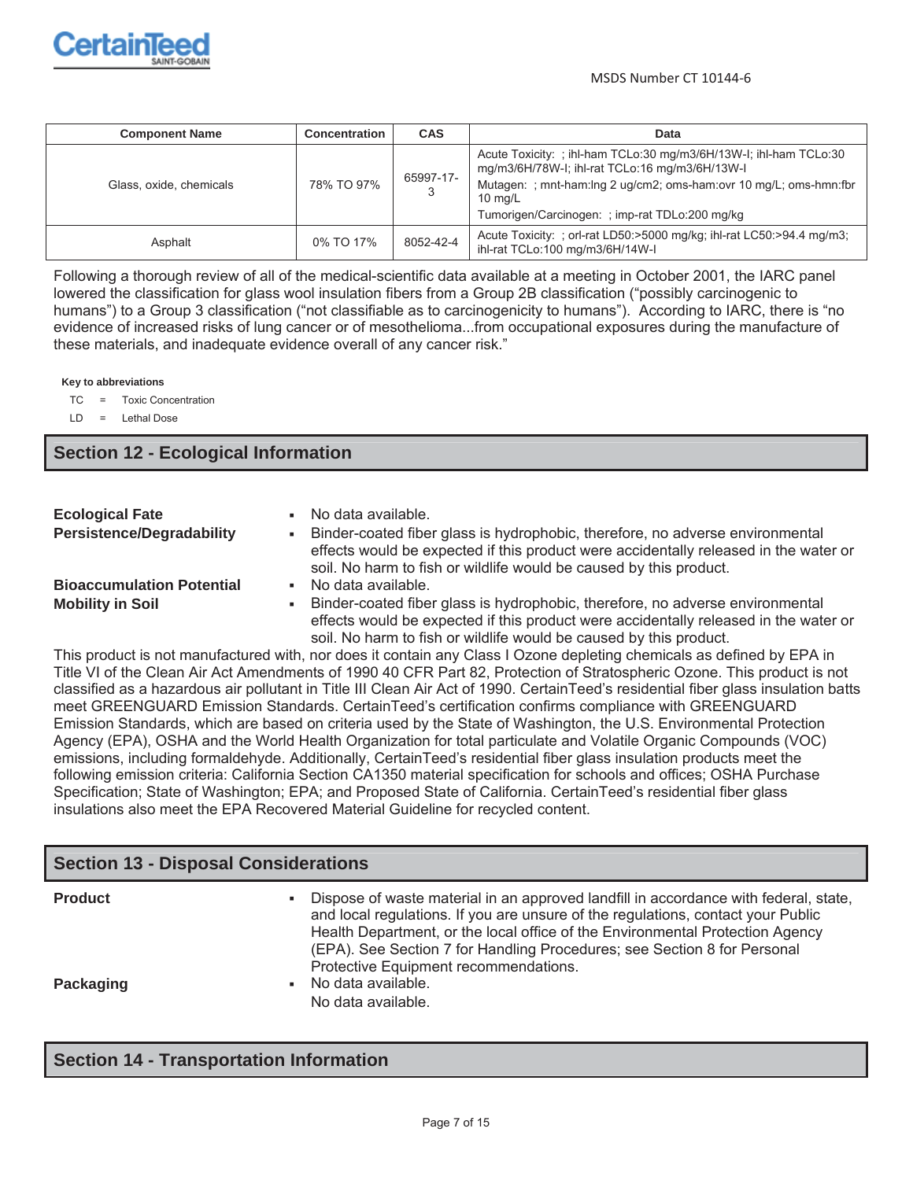| Component Name | Concentration | CAS | Data |
|---|---|---|---|
| Glass, oxide, chemicals | 78% TO 97% | 65997-17-3 | Acute Toxicity: ; ihl-ham TCLo:30 mg/m3/6H/13W-I; ihl-ham TCLo:30 mg/m3/6H/78W-I; ihl-rat TCLo:16 mg/m3/6H/13W-I<br>Mutagen: ; mnt-ham:lng 2 ug/cm2; oms-ham:ovr 10 mg/L; oms-hmn:fbr 10 mg/L<br>Tumorigen/Carcinogen: ; imp-rat TDLo:200 mg/kg |
| Asphalt | 0% TO 17% | 8052-42-4 | Acute Toxicity: ; orl-rat LD50:>5000 mg/kg; ihl-rat LC50:>94.4 mg/m3; ihl-rat TCLo:100 mg/m3/6H/14W-I |

Following a thorough review of all of the medical-scientific data available at a meeting in October 2001, the IARC panel lowered the classification for glass wool insulation fibers from a Group 2B classification ("possibly carcinogenic to humans") to a Group 3 classification ("not classifiable as to carcinogenicity to humans"). According to IARC, there is "no evidence of increased risks of lung cancer or of mesothelioma...from occupational exposures during the manufacture of these materials, and inadequate evidence overall of any cancer risk."

**Key to abbreviations**

TC = Toxic Concentration

LD = Lethal Dose

## Section 12 - Ecological Information

**Ecological Fate**
- No data available.

**Persistence/Degradability**
- Binder-coated fiber glass is hydrophobic, therefore, no adverse environmental effects would be expected if this product were accidentally released in the water or soil. No harm to fish or wildlife would be caused by this product.

**Bioaccumulation Potential**
- No data available.

**Mobility in Soil**
- Binder-coated fiber glass is hydrophobic, therefore, no adverse environmental effects would be expected if this product were accidentally released in the water or soil. No harm to fish or wildlife would be caused by this product.

This product is not manufactured with, nor does it contain any Class I Ozone depleting chemicals as defined by EPA in Title VI of the Clean Air Act Amendments of 1990 40 CFR Part 82, Protection of Stratospheric Ozone. This product is not classified as a hazardous air pollutant in Title III Clean Air Act of 1990. CertainTeed's residential fiber glass insulation batts meet GREENGUARD Emission Standards. CertainTeed's certification confirms compliance with GREENGUARD Emission Standards, which are based on criteria used by the State of Washington, the U.S. Environmental Protection Agency (EPA), OSHA and the World Health Organization for total particulate and Volatile Organic Compounds (VOC) emissions, including formaldehyde. Additionally, CertainTeed's residential fiber glass insulation products meet the following emission criteria: California Section CA1350 material specification for schools and offices; OSHA Purchase Specification; State of Washington; EPA; and Proposed State of California. CertainTeed's residential fiber glass insulations also meet the EPA Recovered Material Guideline for recycled content.

## Section 13 - Disposal Considerations

**Product**
- Dispose of waste material in an approved landfill in accordance with federal, state, and local regulations. If you are unsure of the regulations, contact your Public Health Department, or the local office of the Environmental Protection Agency (EPA). See Section 7 for Handling Procedures; see Section 8 for Personal Protective Equipment recommendations.

**Packaging**
- No data available.

No data available.

## Section 14 - Transportation Information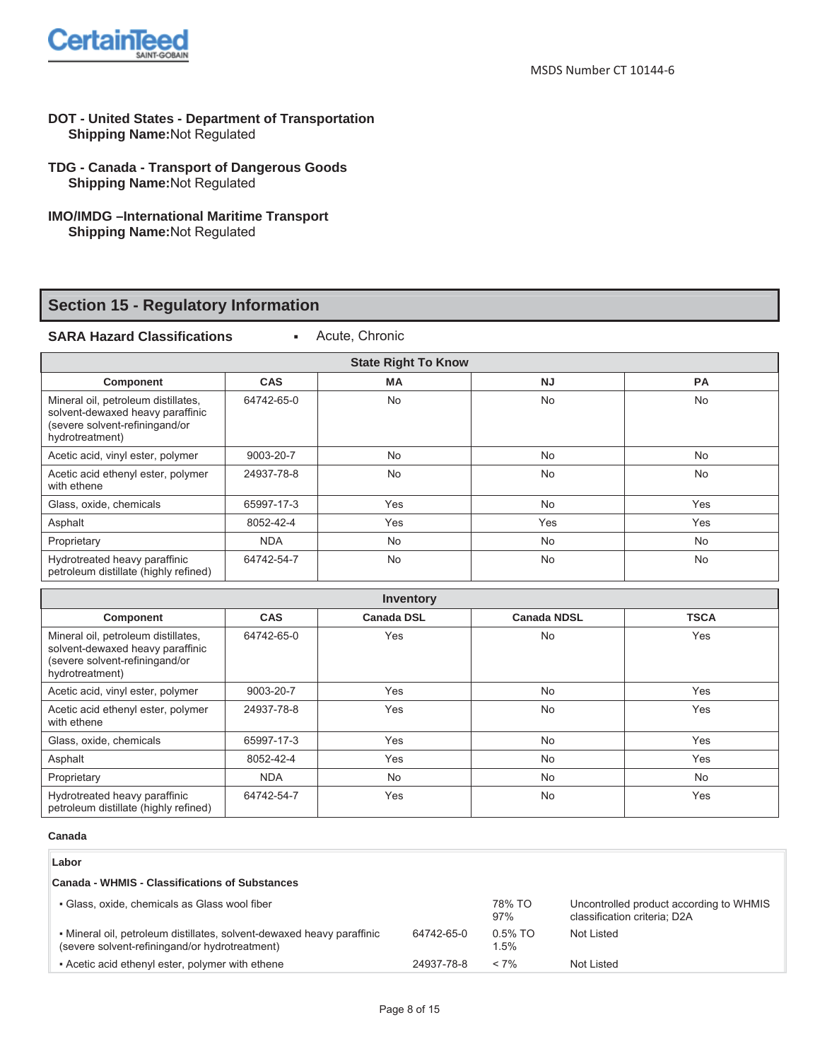**DOT - United States - Department of Transportation**
**Shipping Name:**Not Regulated

**TDG - Canada - Transport of Dangerous Goods**
**Shipping Name:**Not Regulated

**IMO/IMDG –International Maritime Transport**
**Shipping Name:**Not Regulated

## Section 15 - Regulatory Information

**SARA Hazard Classifications** ▪ Acute, Chronic

| State Right To Know | | | | |
|---|---|---|---|---|
| **Component** | **CAS** | **MA** | **NJ** | **PA** |
| Mineral oil, petroleum distillates, solvent-dewaxed heavy paraffinic (severe solvent-refiningand/or hydrotreatment) | 64742-65-0 | No | No | No |
| Acetic acid, vinyl ester, polymer | 9003-20-7 | No | No | No |
| Acetic acid ethenyl ester, polymer with ethene | 24937-78-8 | No | No | No |
| Glass, oxide, chemicals | 65997-17-3 | Yes | No | Yes |
| Asphalt | 8052-42-4 | Yes | Yes | Yes |
| Proprietary | NDA | No | No | No |
| Hydrotreated heavy paraffinic petroleum distillate (highly refined) | 64742-54-7 | No | No | No |

| Inventory | | | | |
|---|---|---|---|---|
| **Component** | **CAS** | **Canada DSL** | **Canada NDSL** | **TSCA** |
| Mineral oil, petroleum distillates, solvent-dewaxed heavy paraffinic (severe solvent-refiningand/or hydrotreatment) | 64742-65-0 | Yes | No | Yes |
| Acetic acid, vinyl ester, polymer | 9003-20-7 | Yes | No | Yes |
| Acetic acid ethenyl ester, polymer with ethene | 24937-78-8 | Yes | No | Yes |
| Glass, oxide, chemicals | 65997-17-3 | Yes | No | Yes |
| Asphalt | 8052-42-4 | Yes | No | Yes |
| Proprietary | NDA | No | No | No |
| Hydrotreated heavy paraffinic petroleum distillate (highly refined) | 64742-54-7 | Yes | No | Yes |

**Canada**

**Labor**

**Canada - WHMIS - Classifications of Substances**

| Component | CAS | Concentration | Classification |
|---|---|---|---|
| ▪ Glass, oxide, chemicals as Glass wool fiber | | 78% TO 97% | Uncontrolled product according to WHMIS classification criteria; D2A |
| ▪ Mineral oil, petroleum distillates, solvent-dewaxed heavy paraffinic (severe solvent-refiningand/or hydrotreatment) | 64742-65-0 | 0.5% TO 1.5% | Not Listed |
| ▪ Acetic acid ethenyl ester, polymer with ethene | 24937-78-8 | < 7% | Not Listed |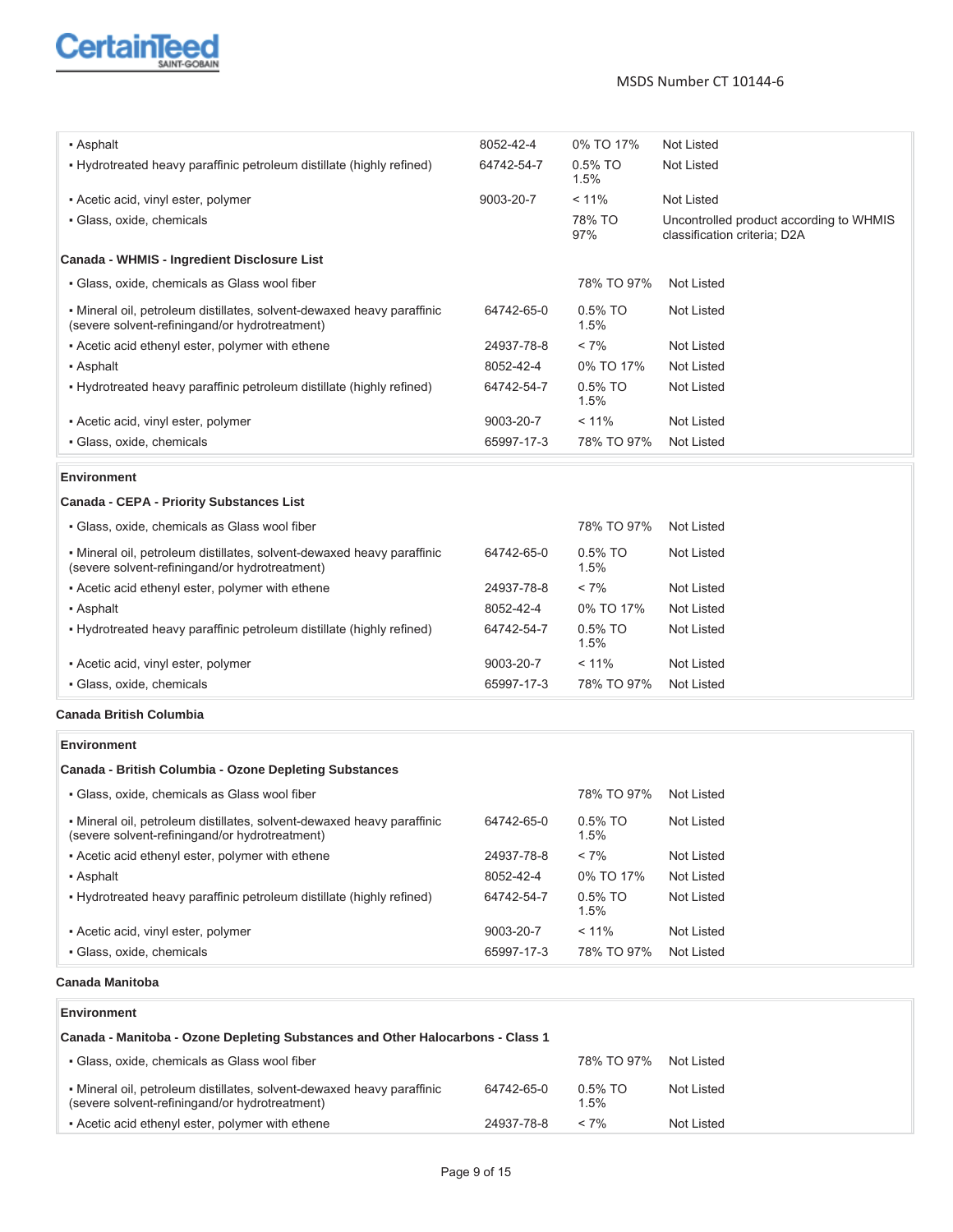| | | | |
|---|---|---|---|
| ▪ Asphalt | 8052-42-4 | 0% TO 17% | Not Listed |
| ▪ Hydrotreated heavy paraffinic petroleum distillate (highly refined) | 64742-54-7 | 0.5% TO 1.5% | Not Listed |
| ▪ Acetic acid, vinyl ester, polymer | 9003-20-7 | < 11% | Not Listed |
| ▪ Glass, oxide, chemicals | | 78% TO 97% | Uncontrolled product according to WHMIS classification criteria; D2A |

**Canada - WHMIS - Ingredient Disclosure List**

| | | | |
|---|---|---|---|
| ▪ Glass, oxide, chemicals as Glass wool fiber | | 78% TO 97% | Not Listed |
| ▪ Mineral oil, petroleum distillates, solvent-dewaxed heavy paraffinic (severe solvent-refiningand/or hydrotreatment) | 64742-65-0 | 0.5% TO 1.5% | Not Listed |
| ▪ Acetic acid ethenyl ester, polymer with ethene | 24937-78-8 | < 7% | Not Listed |
| ▪ Asphalt | 8052-42-4 | 0% TO 17% | Not Listed |
| ▪ Hydrotreated heavy paraffinic petroleum distillate (highly refined) | 64742-54-7 | 0.5% TO 1.5% | Not Listed |
| ▪ Acetic acid, vinyl ester, polymer | 9003-20-7 | < 11% | Not Listed |
| ▪ Glass, oxide, chemicals | 65997-17-3 | 78% TO 97% | Not Listed |

**Environment**

**Canada - CEPA - Priority Substances List**

| | | | |
|---|---|---|---|
| ▪ Glass, oxide, chemicals as Glass wool fiber | | 78% TO 97% | Not Listed |
| ▪ Mineral oil, petroleum distillates, solvent-dewaxed heavy paraffinic (severe solvent-refiningand/or hydrotreatment) | 64742-65-0 | 0.5% TO 1.5% | Not Listed |
| ▪ Acetic acid ethenyl ester, polymer with ethene | 24937-78-8 | < 7% | Not Listed |
| ▪ Asphalt | 8052-42-4 | 0% TO 17% | Not Listed |
| ▪ Hydrotreated heavy paraffinic petroleum distillate (highly refined) | 64742-54-7 | 0.5% TO 1.5% | Not Listed |
| ▪ Acetic acid, vinyl ester, polymer | 9003-20-7 | < 11% | Not Listed |
| ▪ Glass, oxide, chemicals | 65997-17-3 | 78% TO 97% | Not Listed |

**Canada British Columbia**

**Environment**

**Canada - British Columbia - Ozone Depleting Substances**

| | | | |
|---|---|---|---|
| ▪ Glass, oxide, chemicals as Glass wool fiber | | 78% TO 97% | Not Listed |
| ▪ Mineral oil, petroleum distillates, solvent-dewaxed heavy paraffinic (severe solvent-refiningand/or hydrotreatment) | 64742-65-0 | 0.5% TO 1.5% | Not Listed |
| ▪ Acetic acid ethenyl ester, polymer with ethene | 24937-78-8 | < 7% | Not Listed |
| ▪ Asphalt | 8052-42-4 | 0% TO 17% | Not Listed |
| ▪ Hydrotreated heavy paraffinic petroleum distillate (highly refined) | 64742-54-7 | 0.5% TO 1.5% | Not Listed |
| ▪ Acetic acid, vinyl ester, polymer | 9003-20-7 | < 11% | Not Listed |
| ▪ Glass, oxide, chemicals | 65997-17-3 | 78% TO 97% | Not Listed |

**Canada Manitoba**

**Environment**

**Canada - Manitoba - Ozone Depleting Substances and Other Halocarbons - Class 1**

| | | | |
|---|---|---|---|
| ▪ Glass, oxide, chemicals as Glass wool fiber | | 78% TO 97% | Not Listed |
| ▪ Mineral oil, petroleum distillates, solvent-dewaxed heavy paraffinic (severe solvent-refiningand/or hydrotreatment) | 64742-65-0 | 0.5% TO 1.5% | Not Listed |
| ▪ Acetic acid ethenyl ester, polymer with ethene | 24937-78-8 | < 7% | Not Listed |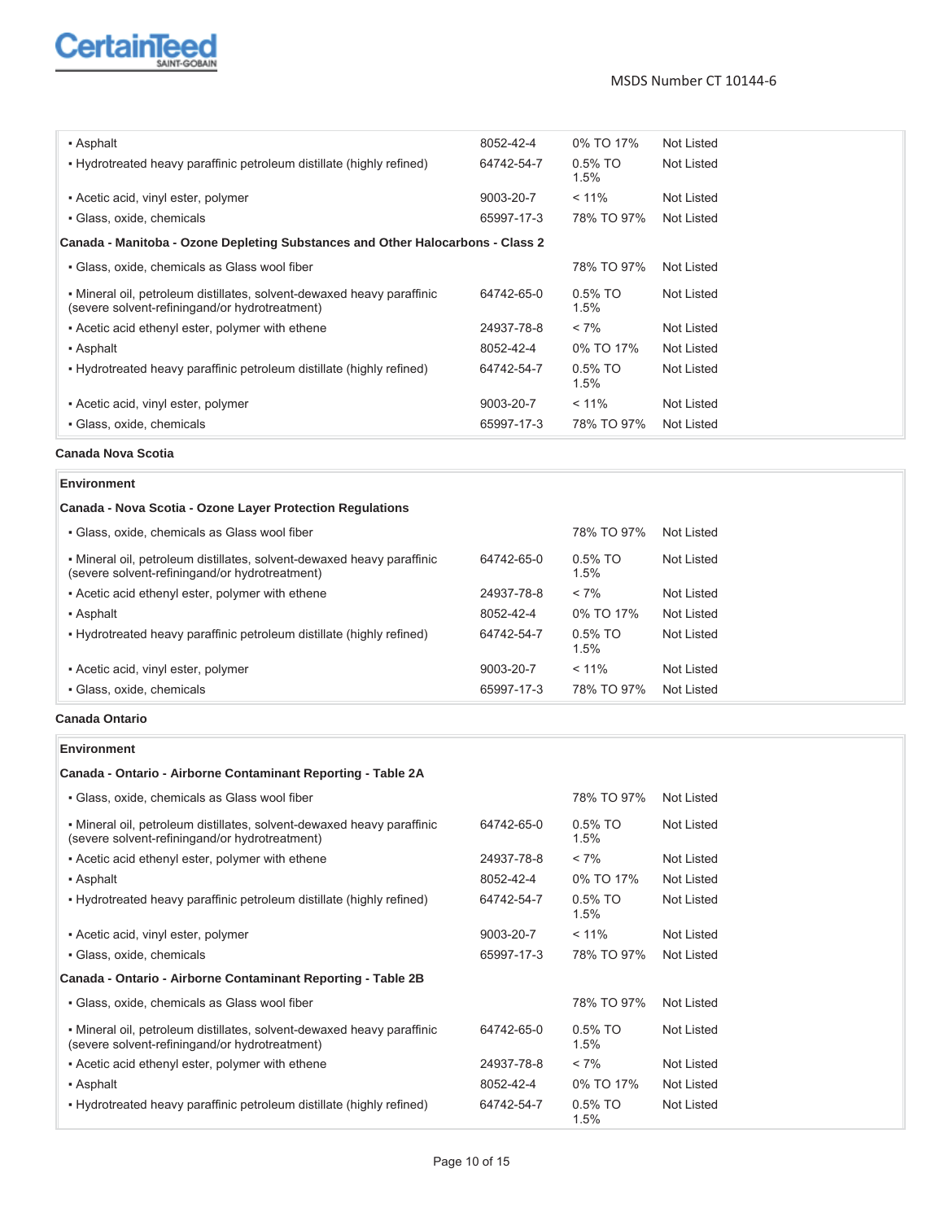| | | | |
|---|---|---|---|
| ▪ Asphalt | 8052-42-4 | 0% TO 17% | Not Listed |
| ▪ Hydrotreated heavy paraffinic petroleum distillate (highly refined) | 64742-54-7 | 0.5% TO 1.5% | Not Listed |
| ▪ Acetic acid, vinyl ester, polymer | 9003-20-7 | < 11% | Not Listed |
| ▪ Glass, oxide, chemicals | 65997-17-3 | 78% TO 97% | Not Listed |
| **Canada - Manitoba - Ozone Depleting Substances and Other Halocarbons - Class 2** | | | |
| ▪ Glass, oxide, chemicals as Glass wool fiber | | 78% TO 97% | Not Listed |
| ▪ Mineral oil, petroleum distillates, solvent-dewaxed heavy paraffinic (severe solvent-refiningand/or hydrotreatment) | 64742-65-0 | 0.5% TO 1.5% | Not Listed |
| ▪ Acetic acid ethenyl ester, polymer with ethene | 24937-78-8 | < 7% | Not Listed |
| ▪ Asphalt | 8052-42-4 | 0% TO 17% | Not Listed |
| ▪ Hydrotreated heavy paraffinic petroleum distillate (highly refined) | 64742-54-7 | 0.5% TO 1.5% | Not Listed |
| ▪ Acetic acid, vinyl ester, polymer | 9003-20-7 | < 11% | Not Listed |
| ▪ Glass, oxide, chemicals | 65997-17-3 | 78% TO 97% | Not Listed |

**Canada Nova Scotia**

**Environment**

| Canada - Nova Scotia - Ozone Layer Protection Regulations | | | |
|---|---|---|---|
| ▪ Glass, oxide, chemicals as Glass wool fiber | | 78% TO 97% | Not Listed |
| ▪ Mineral oil, petroleum distillates, solvent-dewaxed heavy paraffinic (severe solvent-refiningand/or hydrotreatment) | 64742-65-0 | 0.5% TO 1.5% | Not Listed |
| ▪ Acetic acid ethenyl ester, polymer with ethene | 24937-78-8 | < 7% | Not Listed |
| ▪ Asphalt | 8052-42-4 | 0% TO 17% | Not Listed |
| ▪ Hydrotreated heavy paraffinic petroleum distillate (highly refined) | 64742-54-7 | 0.5% TO 1.5% | Not Listed |
| ▪ Acetic acid, vinyl ester, polymer | 9003-20-7 | < 11% | Not Listed |
| ▪ Glass, oxide, chemicals | 65997-17-3 | 78% TO 97% | Not Listed |

**Canada Ontario**

**Environment**

| Canada - Ontario - Airborne Contaminant Reporting - Table 2A | | | |
|---|---|---|---|
| ▪ Glass, oxide, chemicals as Glass wool fiber | | 78% TO 97% | Not Listed |
| ▪ Mineral oil, petroleum distillates, solvent-dewaxed heavy paraffinic (severe solvent-refiningand/or hydrotreatment) | 64742-65-0 | 0.5% TO 1.5% | Not Listed |
| ▪ Acetic acid ethenyl ester, polymer with ethene | 24937-78-8 | < 7% | Not Listed |
| ▪ Asphalt | 8052-42-4 | 0% TO 17% | Not Listed |
| ▪ Hydrotreated heavy paraffinic petroleum distillate (highly refined) | 64742-54-7 | 0.5% TO 1.5% | Not Listed |
| ▪ Acetic acid, vinyl ester, polymer | 9003-20-7 | < 11% | Not Listed |
| ▪ Glass, oxide, chemicals | 65997-17-3 | 78% TO 97% | Not Listed |
| **Canada - Ontario - Airborne Contaminant Reporting - Table 2B** | | | |
| ▪ Glass, oxide, chemicals as Glass wool fiber | | 78% TO 97% | Not Listed |
| ▪ Mineral oil, petroleum distillates, solvent-dewaxed heavy paraffinic (severe solvent-refiningand/or hydrotreatment) | 64742-65-0 | 0.5% TO 1.5% | Not Listed |
| ▪ Acetic acid ethenyl ester, polymer with ethene | 24937-78-8 | < 7% | Not Listed |
| ▪ Asphalt | 8052-42-4 | 0% TO 17% | Not Listed |
| ▪ Hydrotreated heavy paraffinic petroleum distillate (highly refined) | 64742-54-7 | 0.5% TO 1.5% | Not Listed |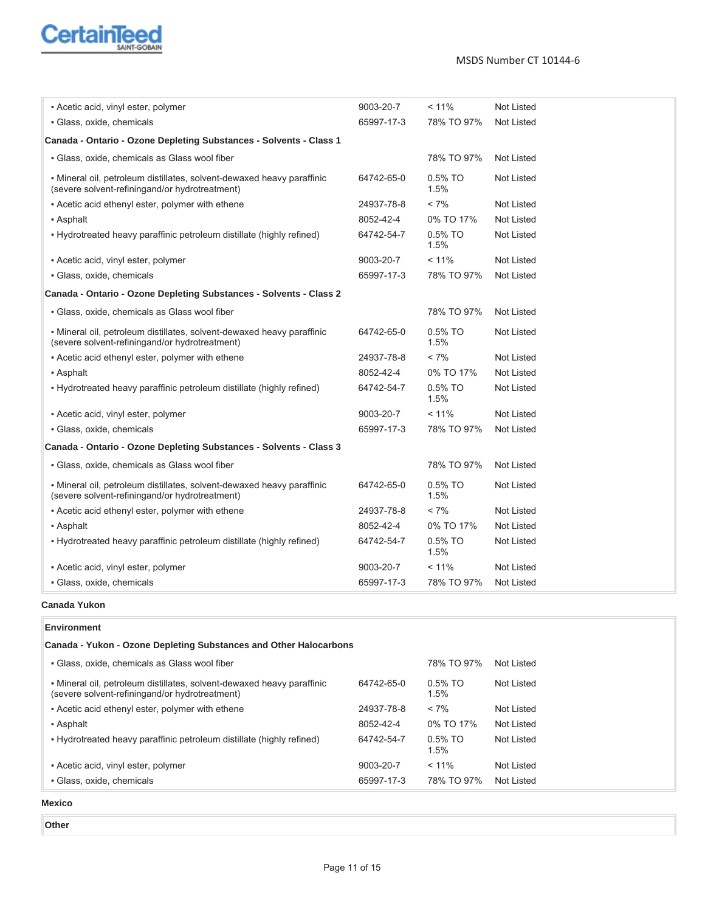| | | | |
|---|---|---|---|
| ▪ Acetic acid, vinyl ester, polymer | 9003-20-7 | < 11% | Not Listed |
| ▪ Glass, oxide, chemicals | 65997-17-3 | 78% TO 97% | Not Listed |
| **Canada - Ontario - Ozone Depleting Substances - Solvents - Class 1** | | | |
| ▪ Glass, oxide, chemicals as Glass wool fiber | | 78% TO 97% | Not Listed |
| ▪ Mineral oil, petroleum distillates, solvent-dewaxed heavy paraffinic (severe solvent-refiningand/or hydrotreatment) | 64742-65-0 | 0.5% TO 1.5% | Not Listed |
| ▪ Acetic acid ethenyl ester, polymer with ethene | 24937-78-8 | < 7% | Not Listed |
| ▪ Asphalt | 8052-42-4 | 0% TO 17% | Not Listed |
| ▪ Hydrotreated heavy paraffinic petroleum distillate (highly refined) | 64742-54-7 | 0.5% TO 1.5% | Not Listed |
| ▪ Acetic acid, vinyl ester, polymer | 9003-20-7 | < 11% | Not Listed |
| ▪ Glass, oxide, chemicals | 65997-17-3 | 78% TO 97% | Not Listed |
| **Canada - Ontario - Ozone Depleting Substances - Solvents - Class 2** | | | |
| ▪ Glass, oxide, chemicals as Glass wool fiber | | 78% TO 97% | Not Listed |
| ▪ Mineral oil, petroleum distillates, solvent-dewaxed heavy paraffinic (severe solvent-refiningand/or hydrotreatment) | 64742-65-0 | 0.5% TO 1.5% | Not Listed |
| ▪ Acetic acid ethenyl ester, polymer with ethene | 24937-78-8 | < 7% | Not Listed |
| ▪ Asphalt | 8052-42-4 | 0% TO 17% | Not Listed |
| ▪ Hydrotreated heavy paraffinic petroleum distillate (highly refined) | 64742-54-7 | 0.5% TO 1.5% | Not Listed |
| ▪ Acetic acid, vinyl ester, polymer | 9003-20-7 | < 11% | Not Listed |
| ▪ Glass, oxide, chemicals | 65997-17-3 | 78% TO 97% | Not Listed |
| **Canada - Ontario - Ozone Depleting Substances - Solvents - Class 3** | | | |
| ▪ Glass, oxide, chemicals as Glass wool fiber | | 78% TO 97% | Not Listed |
| ▪ Mineral oil, petroleum distillates, solvent-dewaxed heavy paraffinic (severe solvent-refiningand/or hydrotreatment) | 64742-65-0 | 0.5% TO 1.5% | Not Listed |
| ▪ Acetic acid ethenyl ester, polymer with ethene | 24937-78-8 | < 7% | Not Listed |
| ▪ Asphalt | 8052-42-4 | 0% TO 17% | Not Listed |
| ▪ Hydrotreated heavy paraffinic petroleum distillate (highly refined) | 64742-54-7 | 0.5% TO 1.5% | Not Listed |
| ▪ Acetic acid, vinyl ester, polymer | 9003-20-7 | < 11% | Not Listed |
| ▪ Glass, oxide, chemicals | 65997-17-3 | 78% TO 97% | Not Listed |

**Canada Yukon**

| | | | |
|---|---|---|---|
| **Environment** | | | |
| **Canada - Yukon - Ozone Depleting Substances and Other Halocarbons** | | | |
| ▪ Glass, oxide, chemicals as Glass wool fiber | | 78% TO 97% | Not Listed |
| ▪ Mineral oil, petroleum distillates, solvent-dewaxed heavy paraffinic (severe solvent-refiningand/or hydrotreatment) | 64742-65-0 | 0.5% TO 1.5% | Not Listed |
| ▪ Acetic acid ethenyl ester, polymer with ethene | 24937-78-8 | < 7% | Not Listed |
| ▪ Asphalt | 8052-42-4 | 0% TO 17% | Not Listed |
| ▪ Hydrotreated heavy paraffinic petroleum distillate (highly refined) | 64742-54-7 | 0.5% TO 1.5% | Not Listed |
| ▪ Acetic acid, vinyl ester, polymer | 9003-20-7 | < 11% | Not Listed |
| ▪ Glass, oxide, chemicals | 65997-17-3 | 78% TO 97% | Not Listed |

**Mexico**

| |
|---|
| **Other** |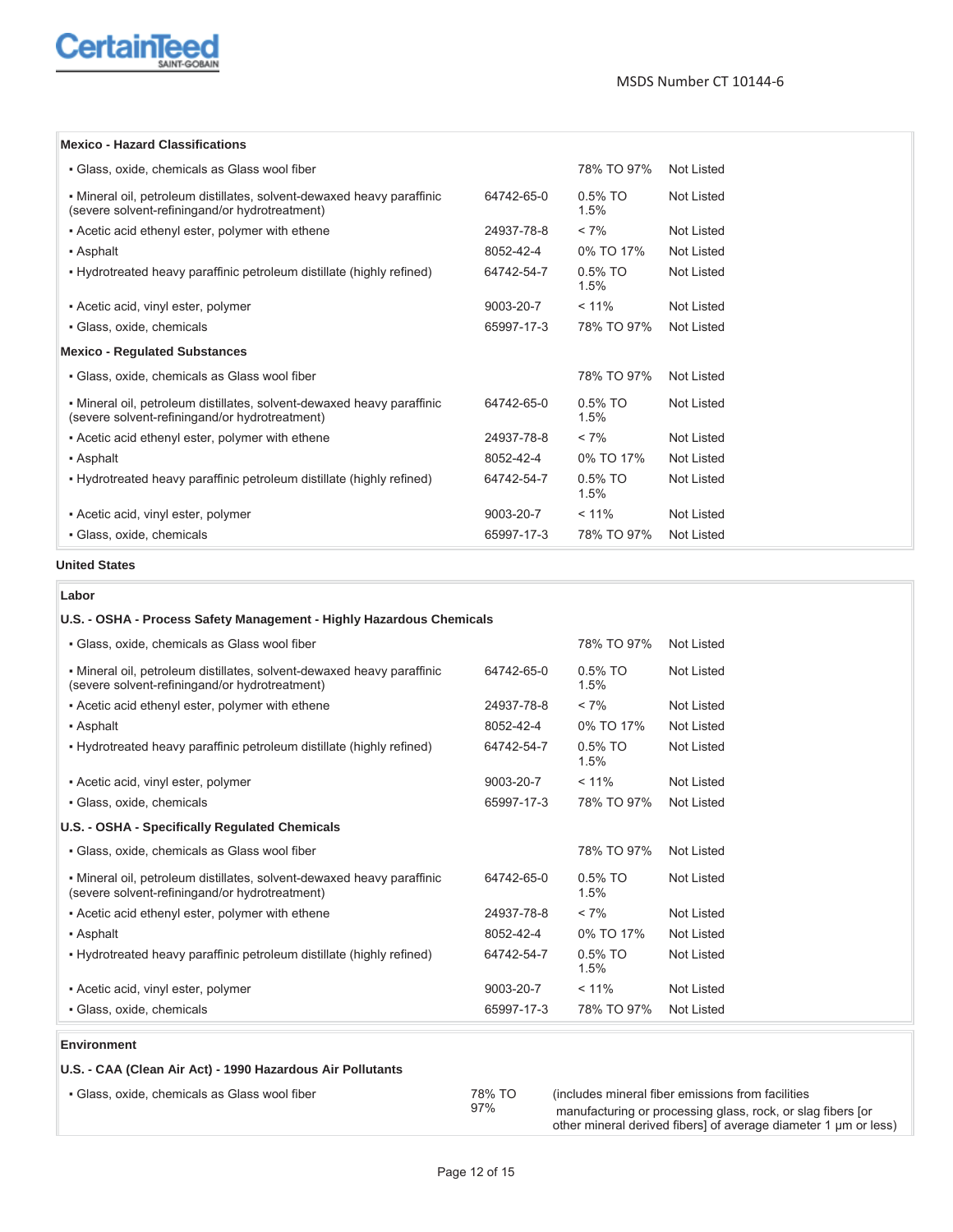**Mexico - Hazard Classifications**

| | | | |
|---|---|---|---|
| ▪ Glass, oxide, chemicals as Glass wool fiber | | 78% TO 97% | Not Listed |
| ▪ Mineral oil, petroleum distillates, solvent-dewaxed heavy paraffinic (severe solvent-refiningand/or hydrotreatment) | 64742-65-0 | 0.5% TO 1.5% | Not Listed |
| ▪ Acetic acid ethenyl ester, polymer with ethene | 24937-78-8 | < 7% | Not Listed |
| ▪ Asphalt | 8052-42-4 | 0% TO 17% | Not Listed |
| ▪ Hydrotreated heavy paraffinic petroleum distillate (highly refined) | 64742-54-7 | 0.5% TO 1.5% | Not Listed |
| ▪ Acetic acid, vinyl ester, polymer | 9003-20-7 | < 11% | Not Listed |
| ▪ Glass, oxide, chemicals | 65997-17-3 | 78% TO 97% | Not Listed |

**Mexico - Regulated Substances**

| | | | |
|---|---|---|---|
| ▪ Glass, oxide, chemicals as Glass wool fiber | | 78% TO 97% | Not Listed |
| ▪ Mineral oil, petroleum distillates, solvent-dewaxed heavy paraffinic (severe solvent-refiningand/or hydrotreatment) | 64742-65-0 | 0.5% TO 1.5% | Not Listed |
| ▪ Acetic acid ethenyl ester, polymer with ethene | 24937-78-8 | < 7% | Not Listed |
| ▪ Asphalt | 8052-42-4 | 0% TO 17% | Not Listed |
| ▪ Hydrotreated heavy paraffinic petroleum distillate (highly refined) | 64742-54-7 | 0.5% TO 1.5% | Not Listed |
| ▪ Acetic acid, vinyl ester, polymer | 9003-20-7 | < 11% | Not Listed |
| ▪ Glass, oxide, chemicals | 65997-17-3 | 78% TO 97% | Not Listed |

**United States**

**Labor**

**U.S. - OSHA - Process Safety Management - Highly Hazardous Chemicals**

| | | | |
|---|---|---|---|
| ▪ Glass, oxide, chemicals as Glass wool fiber | | 78% TO 97% | Not Listed |
| ▪ Mineral oil, petroleum distillates, solvent-dewaxed heavy paraffinic (severe solvent-refiningand/or hydrotreatment) | 64742-65-0 | 0.5% TO 1.5% | Not Listed |
| ▪ Acetic acid ethenyl ester, polymer with ethene | 24937-78-8 | < 7% | Not Listed |
| ▪ Asphalt | 8052-42-4 | 0% TO 17% | Not Listed |
| ▪ Hydrotreated heavy paraffinic petroleum distillate (highly refined) | 64742-54-7 | 0.5% TO 1.5% | Not Listed |
| ▪ Acetic acid, vinyl ester, polymer | 9003-20-7 | < 11% | Not Listed |
| ▪ Glass, oxide, chemicals | 65997-17-3 | 78% TO 97% | Not Listed |

**U.S. - OSHA - Specifically Regulated Chemicals**

| | | | |
|---|---|---|---|
| ▪ Glass, oxide, chemicals as Glass wool fiber | | 78% TO 97% | Not Listed |
| ▪ Mineral oil, petroleum distillates, solvent-dewaxed heavy paraffinic (severe solvent-refiningand/or hydrotreatment) | 64742-65-0 | 0.5% TO 1.5% | Not Listed |
| ▪ Acetic acid ethenyl ester, polymer with ethene | 24937-78-8 | < 7% | Not Listed |
| ▪ Asphalt | 8052-42-4 | 0% TO 17% | Not Listed |
| ▪ Hydrotreated heavy paraffinic petroleum distillate (highly refined) | 64742-54-7 | 0.5% TO 1.5% | Not Listed |
| ▪ Acetic acid, vinyl ester, polymer | 9003-20-7 | < 11% | Not Listed |
| ▪ Glass, oxide, chemicals | 65997-17-3 | 78% TO 97% | Not Listed |

**Environment**

**U.S. - CAA (Clean Air Act) - 1990 Hazardous Air Pollutants**

| | | |
|---|---|---|
| ▪ Glass, oxide, chemicals as Glass wool fiber | 78% TO 97% | (includes mineral fiber emissions from facilities manufacturing or processing glass, rock, or slag fibers [or other mineral derived fibers] of average diameter 1 µm or less) |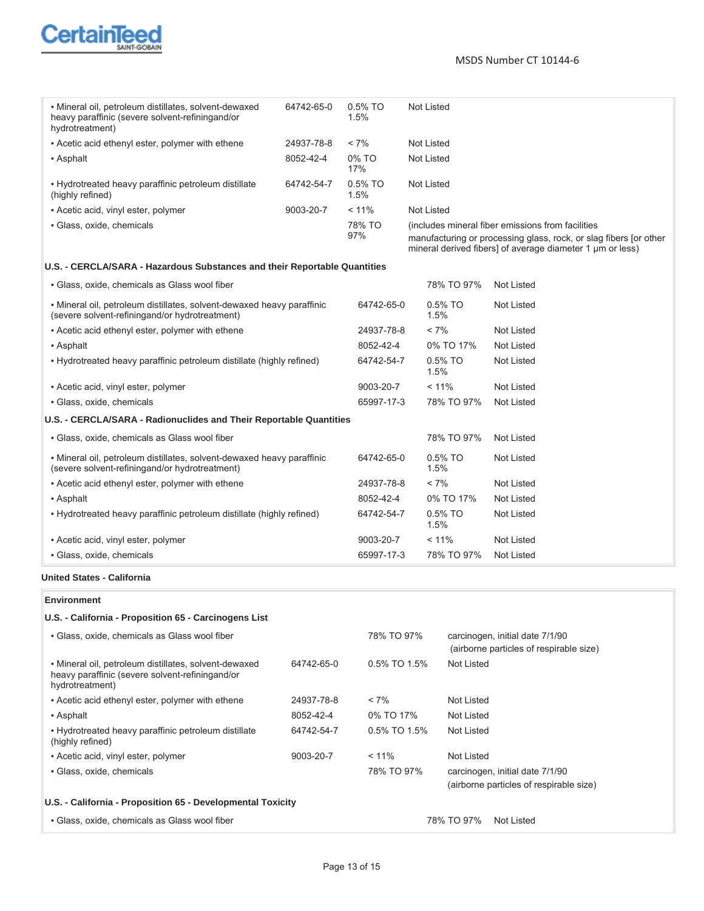| | | | |
|---|---|---|---|
| ▪ Mineral oil, petroleum distillates, solvent-dewaxed heavy paraffinic (severe solvent-refiningand/or hydrotreatment) | 64742-65-0 | 0.5% TO 1.5% | Not Listed |
| ▪ Acetic acid ethenyl ester, polymer with ethene | 24937-78-8 | < 7% | Not Listed |
| ▪ Asphalt | 8052-42-4 | 0% TO 17% | Not Listed |
| ▪ Hydrotreated heavy paraffinic petroleum distillate (highly refined) | 64742-54-7 | 0.5% TO 1.5% | Not Listed |
| ▪ Acetic acid, vinyl ester, polymer | 9003-20-7 | < 11% | Not Listed |
| ▪ Glass, oxide, chemicals | | 78% TO 97% | (includes mineral fiber emissions from facilities manufacturing or processing glass, rock, or slag fibers [or other mineral derived fibers] of average diameter 1 µm or less) |

**U.S. - CERCLA/SARA - Hazardous Substances and their Reportable Quantities**

| | | | |
|---|---|---|---|
| ▪ Glass, oxide, chemicals as Glass wool fiber | | 78% TO 97% | Not Listed |
| ▪ Mineral oil, petroleum distillates, solvent-dewaxed heavy paraffinic (severe solvent-refiningand/or hydrotreatment) | 64742-65-0 | 0.5% TO 1.5% | Not Listed |
| ▪ Acetic acid ethenyl ester, polymer with ethene | 24937-78-8 | < 7% | Not Listed |
| ▪ Asphalt | 8052-42-4 | 0% TO 17% | Not Listed |
| ▪ Hydrotreated heavy paraffinic petroleum distillate (highly refined) | 64742-54-7 | 0.5% TO 1.5% | Not Listed |
| ▪ Acetic acid, vinyl ester, polymer | 9003-20-7 | < 11% | Not Listed |
| ▪ Glass, oxide, chemicals | 65997-17-3 | 78% TO 97% | Not Listed |

**U.S. - CERCLA/SARA - Radionuclides and Their Reportable Quantities**

| | | | |
|---|---|---|---|
| ▪ Glass, oxide, chemicals as Glass wool fiber | | 78% TO 97% | Not Listed |
| ▪ Mineral oil, petroleum distillates, solvent-dewaxed heavy paraffinic (severe solvent-refiningand/or hydrotreatment) | 64742-65-0 | 0.5% TO 1.5% | Not Listed |
| ▪ Acetic acid ethenyl ester, polymer with ethene | 24937-78-8 | < 7% | Not Listed |
| ▪ Asphalt | 8052-42-4 | 0% TO 17% | Not Listed |
| ▪ Hydrotreated heavy paraffinic petroleum distillate (highly refined) | 64742-54-7 | 0.5% TO 1.5% | Not Listed |
| ▪ Acetic acid, vinyl ester, polymer | 9003-20-7 | < 11% | Not Listed |
| ▪ Glass, oxide, chemicals | 65997-17-3 | 78% TO 97% | Not Listed |

**United States - California**

**Environment**

**U.S. - California - Proposition 65 - Carcinogens List**

| | | | |
|---|---|---|---|
| ▪ Glass, oxide, chemicals as Glass wool fiber | | 78% TO 97% | carcinogen, initial date 7/1/90 (airborne particles of respirable size) |
| ▪ Mineral oil, petroleum distillates, solvent-dewaxed heavy paraffinic (severe solvent-refiningand/or hydrotreatment) | 64742-65-0 | 0.5% TO 1.5% | Not Listed |
| ▪ Acetic acid ethenyl ester, polymer with ethene | 24937-78-8 | < 7% | Not Listed |
| ▪ Asphalt | 8052-42-4 | 0% TO 17% | Not Listed |
| ▪ Hydrotreated heavy paraffinic petroleum distillate (highly refined) | 64742-54-7 | 0.5% TO 1.5% | Not Listed |
| ▪ Acetic acid, vinyl ester, polymer | 9003-20-7 | < 11% | Not Listed |
| ▪ Glass, oxide, chemicals | | 78% TO 97% | carcinogen, initial date 7/1/90 (airborne particles of respirable size) |

**U.S. - California - Proposition 65 - Developmental Toxicity**

| | | | |
|---|---|---|---|
| ▪ Glass, oxide, chemicals as Glass wool fiber | | 78% TO 97% | Not Listed |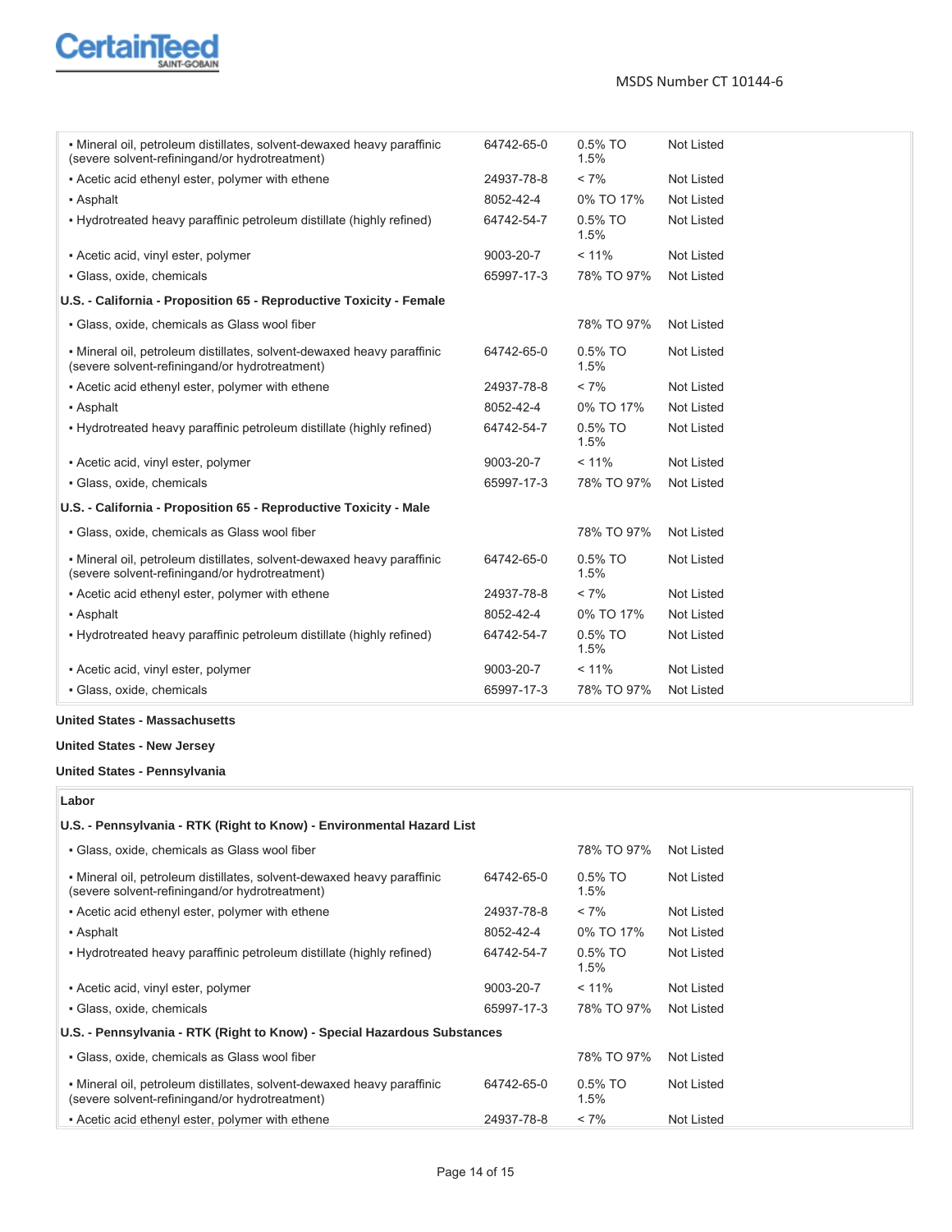| | | | |
|---|---|---|---|
| ▪ Mineral oil, petroleum distillates, solvent-dewaxed heavy paraffinic (severe solvent-refiningand/or hydrotreatment) | 64742-65-0 | 0.5% TO 1.5% | Not Listed |
| ▪ Acetic acid ethenyl ester, polymer with ethene | 24937-78-8 | < 7% | Not Listed |
| ▪ Asphalt | 8052-42-4 | 0% TO 17% | Not Listed |
| ▪ Hydrotreated heavy paraffinic petroleum distillate (highly refined) | 64742-54-7 | 0.5% TO 1.5% | Not Listed |
| ▪ Acetic acid, vinyl ester, polymer | 9003-20-7 | < 11% | Not Listed |
| ▪ Glass, oxide, chemicals | 65997-17-3 | 78% TO 97% | Not Listed |
| **U.S. - California - Proposition 65 - Reproductive Toxicity - Female** | | | |
| ▪ Glass, oxide, chemicals as Glass wool fiber | | 78% TO 97% | Not Listed |
| ▪ Mineral oil, petroleum distillates, solvent-dewaxed heavy paraffinic (severe solvent-refiningand/or hydrotreatment) | 64742-65-0 | 0.5% TO 1.5% | Not Listed |
| ▪ Acetic acid ethenyl ester, polymer with ethene | 24937-78-8 | < 7% | Not Listed |
| ▪ Asphalt | 8052-42-4 | 0% TO 17% | Not Listed |
| ▪ Hydrotreated heavy paraffinic petroleum distillate (highly refined) | 64742-54-7 | 0.5% TO 1.5% | Not Listed |
| ▪ Acetic acid, vinyl ester, polymer | 9003-20-7 | < 11% | Not Listed |
| ▪ Glass, oxide, chemicals | 65997-17-3 | 78% TO 97% | Not Listed |
| **U.S. - California - Proposition 65 - Reproductive Toxicity - Male** | | | |
| ▪ Glass, oxide, chemicals as Glass wool fiber | | 78% TO 97% | Not Listed |
| ▪ Mineral oil, petroleum distillates, solvent-dewaxed heavy paraffinic (severe solvent-refiningand/or hydrotreatment) | 64742-65-0 | 0.5% TO 1.5% | Not Listed |
| ▪ Acetic acid ethenyl ester, polymer with ethene | 24937-78-8 | < 7% | Not Listed |
| ▪ Asphalt | 8052-42-4 | 0% TO 17% | Not Listed |
| ▪ Hydrotreated heavy paraffinic petroleum distillate (highly refined) | 64742-54-7 | 0.5% TO 1.5% | Not Listed |
| ▪ Acetic acid, vinyl ester, polymer | 9003-20-7 | < 11% | Not Listed |
| ▪ Glass, oxide, chemicals | 65997-17-3 | 78% TO 97% | Not Listed |

**United States - Massachusetts**

**United States - New Jersey**

**United States - Pennsylvania**

| **Labor** | | | |
|---|---|---|---|
| **U.S. - Pennsylvania - RTK (Right to Know) - Environmental Hazard List** | | | |
| ▪ Glass, oxide, chemicals as Glass wool fiber | | 78% TO 97% | Not Listed |
| ▪ Mineral oil, petroleum distillates, solvent-dewaxed heavy paraffinic (severe solvent-refiningand/or hydrotreatment) | 64742-65-0 | 0.5% TO 1.5% | Not Listed |
| ▪ Acetic acid ethenyl ester, polymer with ethene | 24937-78-8 | < 7% | Not Listed |
| ▪ Asphalt | 8052-42-4 | 0% TO 17% | Not Listed |
| ▪ Hydrotreated heavy paraffinic petroleum distillate (highly refined) | 64742-54-7 | 0.5% TO 1.5% | Not Listed |
| ▪ Acetic acid, vinyl ester, polymer | 9003-20-7 | < 11% | Not Listed |
| ▪ Glass, oxide, chemicals | 65997-17-3 | 78% TO 97% | Not Listed |
| **U.S. - Pennsylvania - RTK (Right to Know) - Special Hazardous Substances** | | | |
| ▪ Glass, oxide, chemicals as Glass wool fiber | | 78% TO 97% | Not Listed |
| ▪ Mineral oil, petroleum distillates, solvent-dewaxed heavy paraffinic (severe solvent-refiningand/or hydrotreatment) | 64742-65-0 | 0.5% TO 1.5% | Not Listed |
| ▪ Acetic acid ethenyl ester, polymer with ethene | 24937-78-8 | < 7% | Not Listed |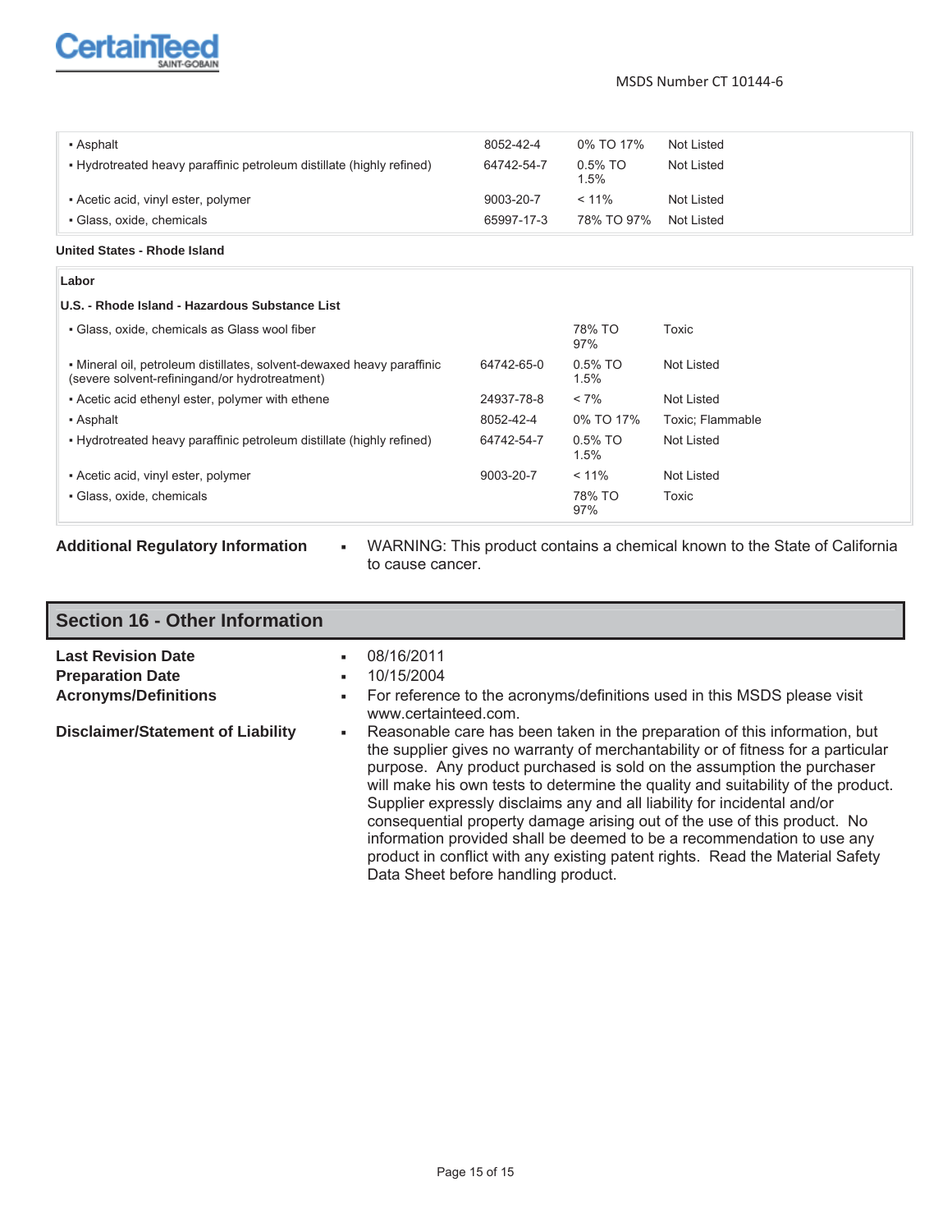| | | | |
|---|---|---|---|
| ▪ Asphalt | 8052-42-4 | 0% TO 17% | Not Listed |
| ▪ Hydrotreated heavy paraffinic petroleum distillate (highly refined) | 64742-54-7 | 0.5% TO 1.5% | Not Listed |
| ▪ Acetic acid, vinyl ester, polymer | 9003-20-7 | < 11% | Not Listed |
| ▪ Glass, oxide, chemicals | 65997-17-3 | 78% TO 97% | Not Listed |

**United States - Rhode Island**

**Labor**

**U.S. - Rhode Island - Hazardous Substance List**

| | | | |
|---|---|---|---|
| ▪ Glass, oxide, chemicals as Glass wool fiber | | 78% TO 97% | Toxic |
| ▪ Mineral oil, petroleum distillates, solvent-dewaxed heavy paraffinic (severe solvent-refiningand/or hydrotreatment) | 64742-65-0 | 0.5% TO 1.5% | Not Listed |
| ▪ Acetic acid ethenyl ester, polymer with ethene | 24937-78-8 | < 7% | Not Listed |
| ▪ Asphalt | 8052-42-4 | 0% TO 17% | Toxic; Flammable |
| ▪ Hydrotreated heavy paraffinic petroleum distillate (highly refined) | 64742-54-7 | 0.5% TO 1.5% | Not Listed |
| ▪ Acetic acid, vinyl ester, polymer | 9003-20-7 | < 11% | Not Listed |
| ▪ Glass, oxide, chemicals | | 78% TO 97% | Toxic |

**Additional Regulatory Information**

- WARNING: This product contains a chemical known to the State of California to cause cancer.

## Section 16 - Other Information

**Last Revision Date**
- 08/16/2011

**Preparation Date**
- 10/15/2004

**Acronyms/Definitions**
- For reference to the acronyms/definitions used in this MSDS please visit www.certainteed.com.

**Disclaimer/Statement of Liability**
- Reasonable care has been taken in the preparation of this information, but the supplier gives no warranty of merchantability or of fitness for a particular purpose. Any product purchased is sold on the assumption the purchaser will make his own tests to determine the quality and suitability of the product. Supplier expressly disclaims any and all liability for incidental and/or consequential property damage arising out of the use of this product. No information provided shall be deemed to be a recommendation to use any product in conflict with any existing patent rights. Read the Material Safety Data Sheet before handling product.